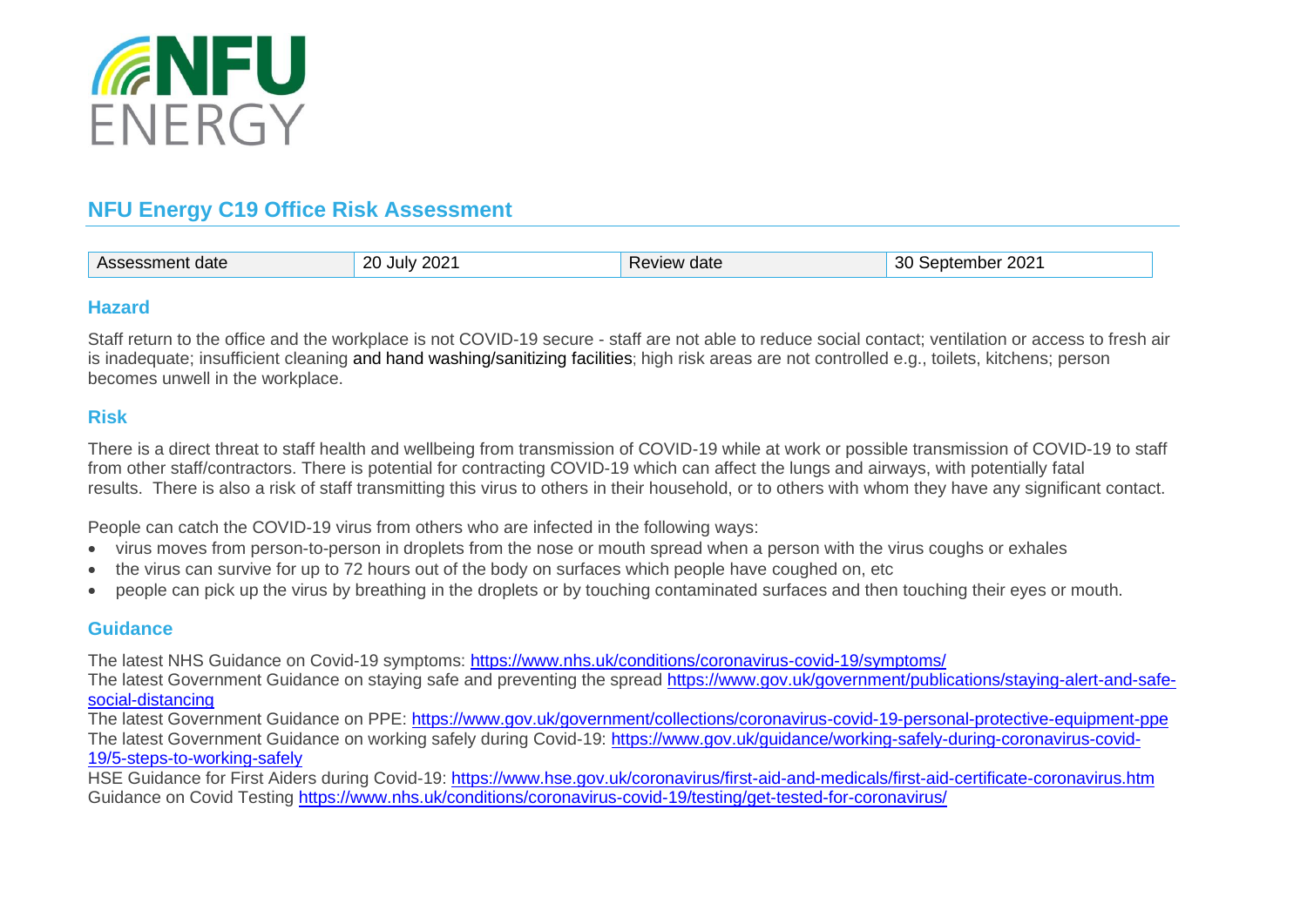NFU ENERGY

# NFU Energy C19 Office Risk Assessment

| Assessment date | 20 July 2021 | Review date | 30 September 2021 |
|---|---|---|---|

## Hazard

Staff return to the office and the workplace is not COVID-19 secure - staff are not able to reduce social contact; ventilation or access to fresh air is inadequate; insufficient cleaning and hand washing/sanitizing facilities; high risk areas are not controlled e.g., toilets, kitchens; person becomes unwell in the workplace.

## Risk

There is a direct threat to staff health and wellbeing from transmission of COVID-19 while at work or possible transmission of COVID-19 to staff from other staff/contractors. There is potential for contracting COVID-19 which can affect the lungs and airways, with potentially fatal results. There is also a risk of staff transmitting this virus to others in their household, or to others with whom they have any significant contact.

People can catch the COVID-19 virus from others who are infected in the following ways:

- virus moves from person-to-person in droplets from the nose or mouth spread when a person with the virus coughs or exhales
- the virus can survive for up to 72 hours out of the body on surfaces which people have coughed on, etc
- people can pick up the virus by breathing in the droplets or by touching contaminated surfaces and then touching their eyes or mouth.

## Guidance

The latest NHS Guidance on Covid-19 symptoms: https://www.nhs.uk/conditions/coronavirus-covid-19/symptoms/
The latest Government Guidance on staying safe and preventing the spread https://www.gov.uk/government/publications/staying-alert-and-safe-social-distancing
The latest Government Guidance on PPE: https://www.gov.uk/government/collections/coronavirus-covid-19-personal-protective-equipment-ppe
The latest Government Guidance on working safely during Covid-19: https://www.gov.uk/guidance/working-safely-during-coronavirus-covid-19/5-steps-to-working-safely
HSE Guidance for First Aiders during Covid-19: https://www.hse.gov.uk/coronavirus/first-aid-and-medicals/first-aid-certificate-coronavirus.htm
Guidance on Covid Testing https://www.nhs.uk/conditions/coronavirus-covid-19/testing/get-tested-for-coronavirus/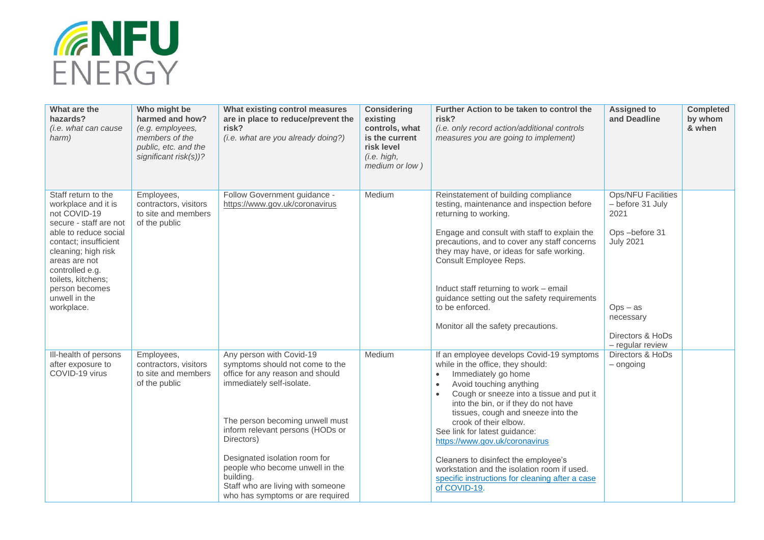# NFU ENERGY

| What are the hazards? *(i.e. what can cause harm)* | Who might be harmed and how? *(e.g. employees, members of the public, etc. and the significant risk(s))?* | What existing control measures are in place to reduce/prevent the risk? *(i.e. what are you already doing?)* | Considering existing controls, what is the current risk level *(i.e. high, medium or low )* | Further Action to be taken to control the risk? *(i.e. only record action/additional controls measures you are going to implement)* | Assigned to and Deadline | Completed by whom & when |
|---|---|---|---|---|---|---|
| Staff return to the workplace and it is not COVID-19 secure - staff are not able to reduce social contact; insufficient cleaning; high risk areas are not controlled e.g. toilets, kitchens; person becomes unwell in the workplace. | Employees, contractors, visitors to site and members of the public | Follow Government guidance - https://www.gov.uk/coronavirus | Medium | Reinstatement of building compliance testing, maintenance and inspection before returning to working.<br><br>Engage and consult with staff to explain the precautions, and to cover any staff concerns they may have, or ideas for safe working. Consult Employee Reps.<br><br>Induct staff returning to work – email guidance setting out the safety requirements to be enforced.<br><br>Monitor all the safety precautions. | Ops/NFU Facilities – before 31 July 2021<br><br>Ops –before 31 July 2021<br><br>Ops – as necessary<br><br>Directors & HoDs – regular review | |
| Ill-health of persons after exposure to COVID-19 virus | Employees, contractors, visitors to site and members of the public | Any person with Covid-19 symptoms should not come to the office for any reason and should immediately self-isolate.<br><br>The person becoming unwell must inform relevant persons (HODs or Directors)<br><br>Designated isolation room for people who become unwell in the building.<br>Staff who are living with someone who has symptoms or are required | Medium | If an employee develops Covid-19 symptoms while in the office, they should:<br>• Immediately go home<br>• Avoid touching anything<br>• Cough or sneeze into a tissue and put it into the bin, or if they do not have tissues, cough and sneeze into the crook of their elbow.<br>See link for latest guidance: https://www.gov.uk/coronavirus<br><br>Cleaners to disinfect the employee's workstation and the isolation room if used. specific instructions for cleaning after a case of COVID-19. | Directors & HoDs – ongoing | |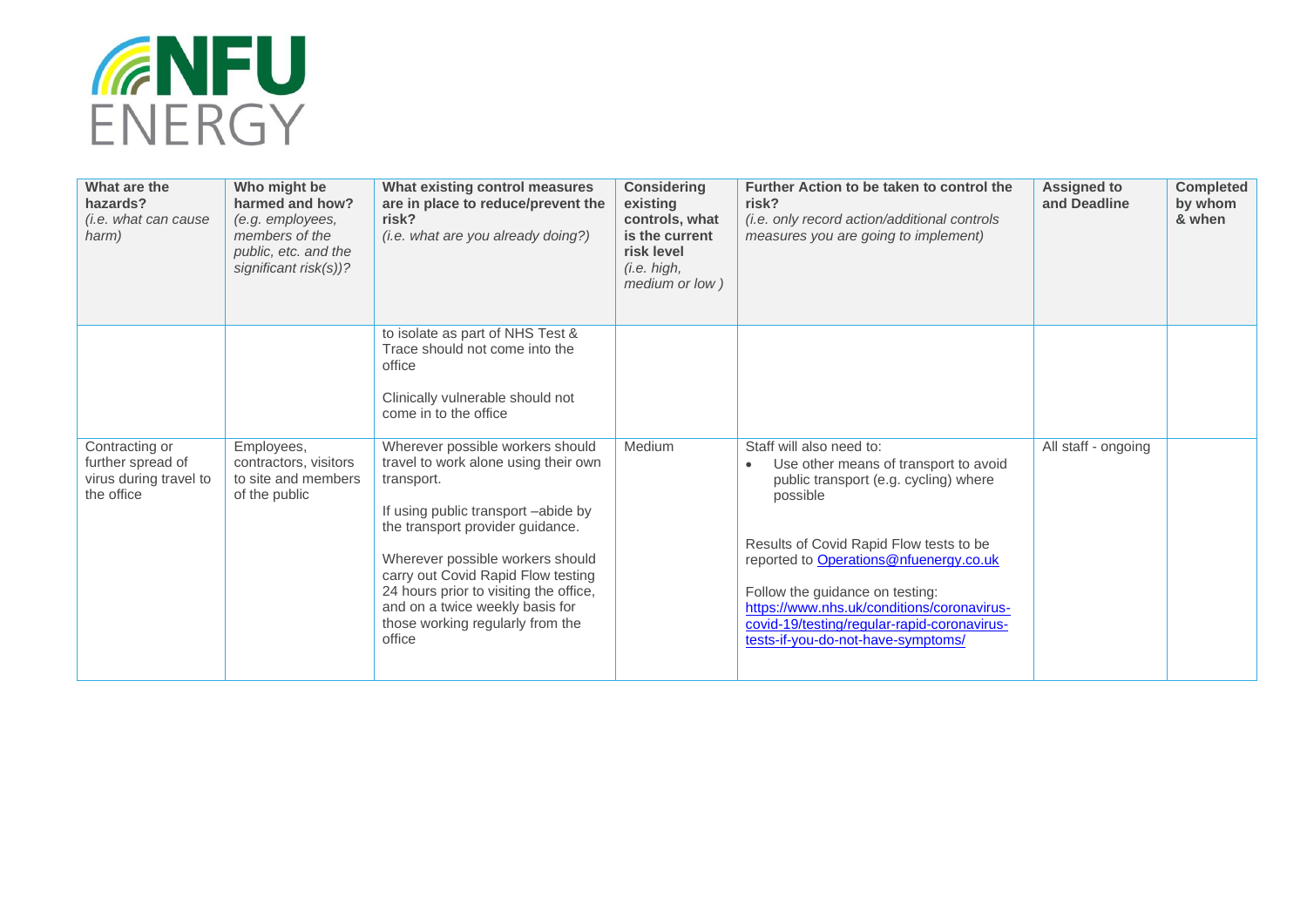| **What are the hazards?** *(i.e. what can cause harm)* | **Who might be harmed and how?** *(e.g. employees, members of the public, etc. and the significant risk(s))?* | **What existing control measures are in place to reduce/prevent the risk?** *(i.e. what are you already doing?)* | **Considering existing controls, what is the current risk level** *(i.e. high, medium or low )* | **Further Action to be taken to control the risk?** *(i.e. only record action/additional controls measures you are going to implement)* | **Assigned to and Deadline** | **Completed by whom & when** |
|---|---|---|---|---|---|---|
| | | to isolate as part of NHS Test & Trace should not come into the office<br><br>Clinically vulnerable should not come in to the office | | | | |
| Contracting or further spread of virus during travel to the office | Employees, contractors, visitors to site and members of the public | Wherever possible workers should travel to work alone using their own transport.<br><br>If using public transport –abide by the transport provider guidance.<br><br>Wherever possible workers should carry out Covid Rapid Flow testing 24 hours prior to visiting the office, and on a twice weekly basis for those working regularly from the office | Medium | Staff will also need to:<br>• Use other means of transport to avoid public transport (e.g. cycling) where possible<br><br>Results of Covid Rapid Flow tests to be reported to Operations@nfuenergy.co.uk<br><br>Follow the guidance on testing: https://www.nhs.uk/conditions/coronavirus-covid-19/testing/regular-rapid-coronavirus-tests-if-you-do-not-have-symptoms/ | All staff - ongoing | |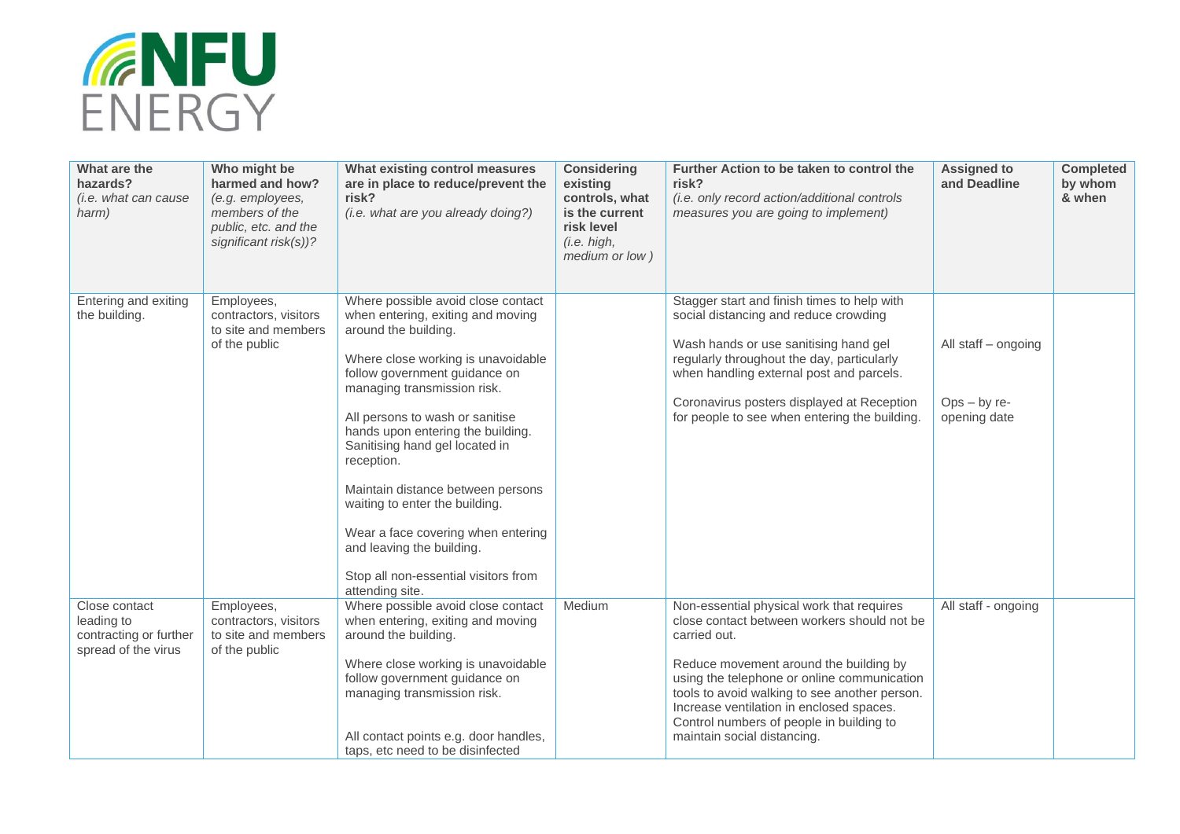| What are the hazards? *(i.e. what can cause harm)* | Who might be harmed and how? *(e.g. employees, members of the public, etc. and the significant risk(s))?* | What existing control measures are in place to reduce/prevent the risk? *(i.e. what are you already doing?)* | Considering existing controls, what is the current risk level *(i.e. high, medium or low )* | Further Action to be taken to control the risk? *(i.e. only record action/additional controls measures you are going to implement)* | Assigned to and Deadline | Completed by whom & when |
|---|---|---|---|---|---|---|
| Entering and exiting the building. | Employees, contractors, visitors to site and members of the public | Where possible avoid close contact when entering, exiting and moving around the building.<br><br>Where close working is unavoidable follow government guidance on managing transmission risk.<br><br>All persons to wash or sanitise hands upon entering the building. Sanitising hand gel located in reception.<br><br>Maintain distance between persons waiting to enter the building.<br><br>Wear a face covering when entering and leaving the building.<br><br>Stop all non-essential visitors from attending site. | | Stagger start and finish times to help with social distancing and reduce crowding<br><br>Wash hands or use sanitising hand gel regularly throughout the day, particularly when handling external post and parcels.<br><br>Coronavirus posters displayed at Reception for people to see when entering the building. | All staff – ongoing<br><br>Ops – by re-opening date | |
| Close contact leading to contracting or further spread of the virus | Employees, contractors, visitors to site and members of the public | Where possible avoid close contact when entering, exiting and moving around the building.<br><br>Where close working is unavoidable follow government guidance on managing transmission risk.<br><br>All contact points e.g. door handles, taps, etc need to be disinfected | Medium | Non-essential physical work that requires close contact between workers should not be carried out.<br><br>Reduce movement around the building by using the telephone or online communication tools to avoid walking to see another person. Increase ventilation in enclosed spaces. Control numbers of people in building to maintain social distancing. | All staff - ongoing | |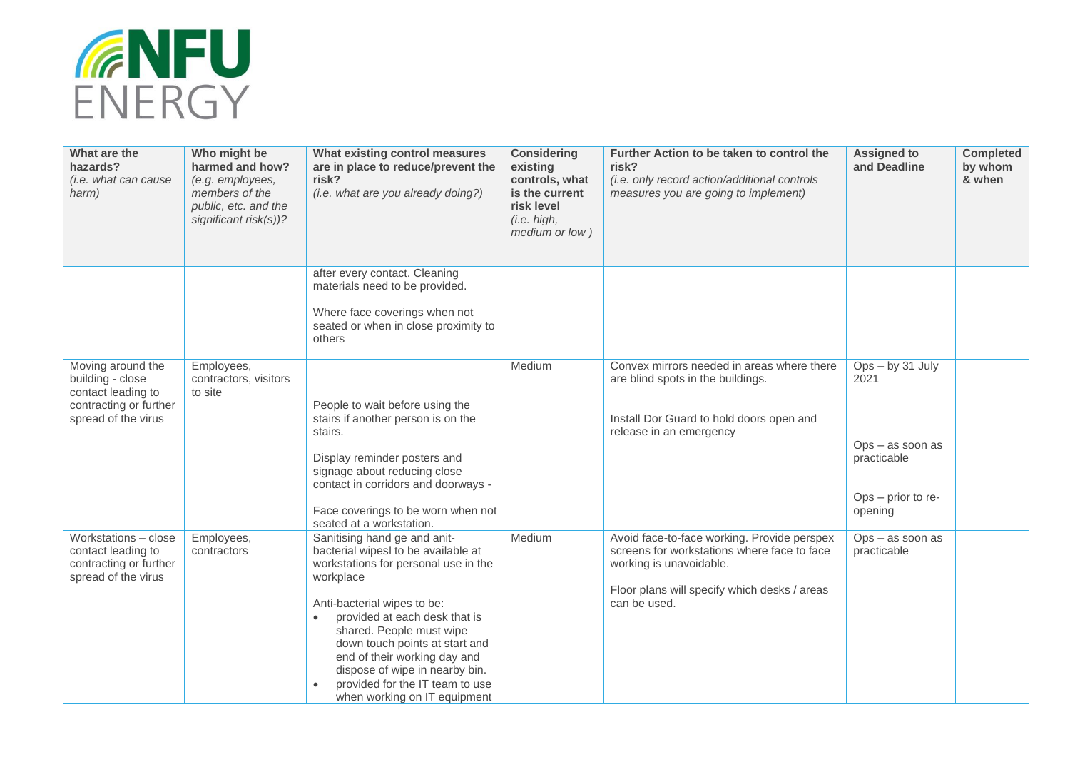| What are the hazards? *(i.e. what can cause harm)* | Who might be harmed and how? *(e.g. employees, members of the public, etc. and the significant risk(s))?* | What existing control measures are in place to reduce/prevent the risk? *(i.e. what are you already doing?)* | Considering existing controls, what is the current risk level *(i.e. high, medium or low )* | Further Action to be taken to control the risk? *(i.e. only record action/additional controls measures you are going to implement)* | Assigned to and Deadline | Completed by whom & when |
|---|---|---|---|---|---|---|
| | | after every contact. Cleaning materials need to be provided.<br><br>Where face coverings when not seated or when in close proximity to others | | | | |
| Moving around the building - close contact leading to contracting or further spread of the virus | Employees, contractors, visitors to site | People to wait before using the stairs if another person is on the stairs.<br><br>Display reminder posters and signage about reducing close contact in corridors and doorways -<br><br>Face coverings to be worn when not seated at a workstation. | Medium | Convex mirrors needed in areas where there are blind spots in the buildings.<br><br>Install Dor Guard to hold doors open and release in an emergency | Ops – by 31 July 2021<br><br>Ops – as soon as practicable<br><br>Ops – prior to re-opening | |
| Workstations – close contact leading to contracting or further spread of the virus | Employees, contractors | Sanitising hand ge and anit-bacterial wipesl to be available at workstations for personal use in the workplace<br><br>Anti-bacterial wipes to be:<br>• provided at each desk that is shared. People must wipe down touch points at start and end of their working day and dispose of wipe in nearby bin.<br>• provided for the IT team to use when working on IT equipment | Medium | Avoid face-to-face working. Provide perspex screens for workstations where face to face working is unavoidable.<br><br>Floor plans will specify which desks / areas can be used. | Ops – as soon as practicable | |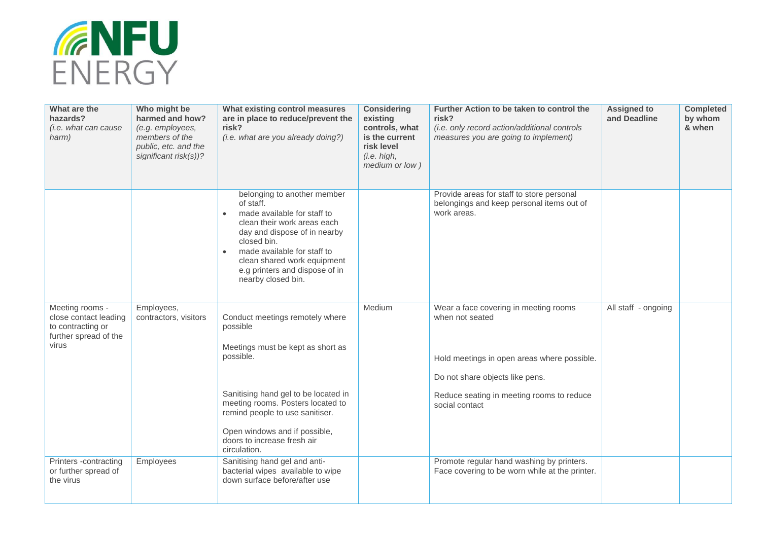| What are the hazards? *(i.e. what can cause harm)* | Who might be harmed and how? *(e.g. employees, members of the public, etc. and the significant risk(s))?* | What existing control measures are in place to reduce/prevent the risk? *(i.e. what are you already doing?)* | Considering existing controls, what is the current risk level *(i.e. high, medium or low )* | Further Action to be taken to control the risk? *(i.e. only record action/additional controls measures you are going to implement)* | Assigned to and Deadline | Completed by whom & when |
|---|---|---|---|---|---|---|
| | | belonging to another member of staff.<br>• made available for staff to clean their work areas each day and dispose of in nearby closed bin.<br>• made available for staff to clean shared work equipment e.g printers and dispose of in nearby closed bin. | | Provide areas for staff to store personal belongings and keep personal items out of work areas. | | |
| Meeting rooms - close contact leading to contracting or further spread of the virus | Employees, contractors, visitors | Conduct meetings remotely where possible<br><br>Meetings must be kept as short as possible.<br><br>Sanitising hand gel to be located in meeting rooms. Posters located to remind people to use sanitiser.<br><br>Open windows and if possible, doors to increase fresh air circulation. | Medium | Wear a face covering in meeting rooms when not seated<br><br>Hold meetings in open areas where possible.<br><br>Do not share objects like pens.<br><br>Reduce seating in meeting rooms to reduce social contact | All staff - ongoing | |
| Printers -contracting or further spread of the virus | Employees | Sanitising hand gel and anti-bacterial wipes available to wipe down surface before/after use | | Promote regular hand washing by printers. Face covering to be worn while at the printer. | | |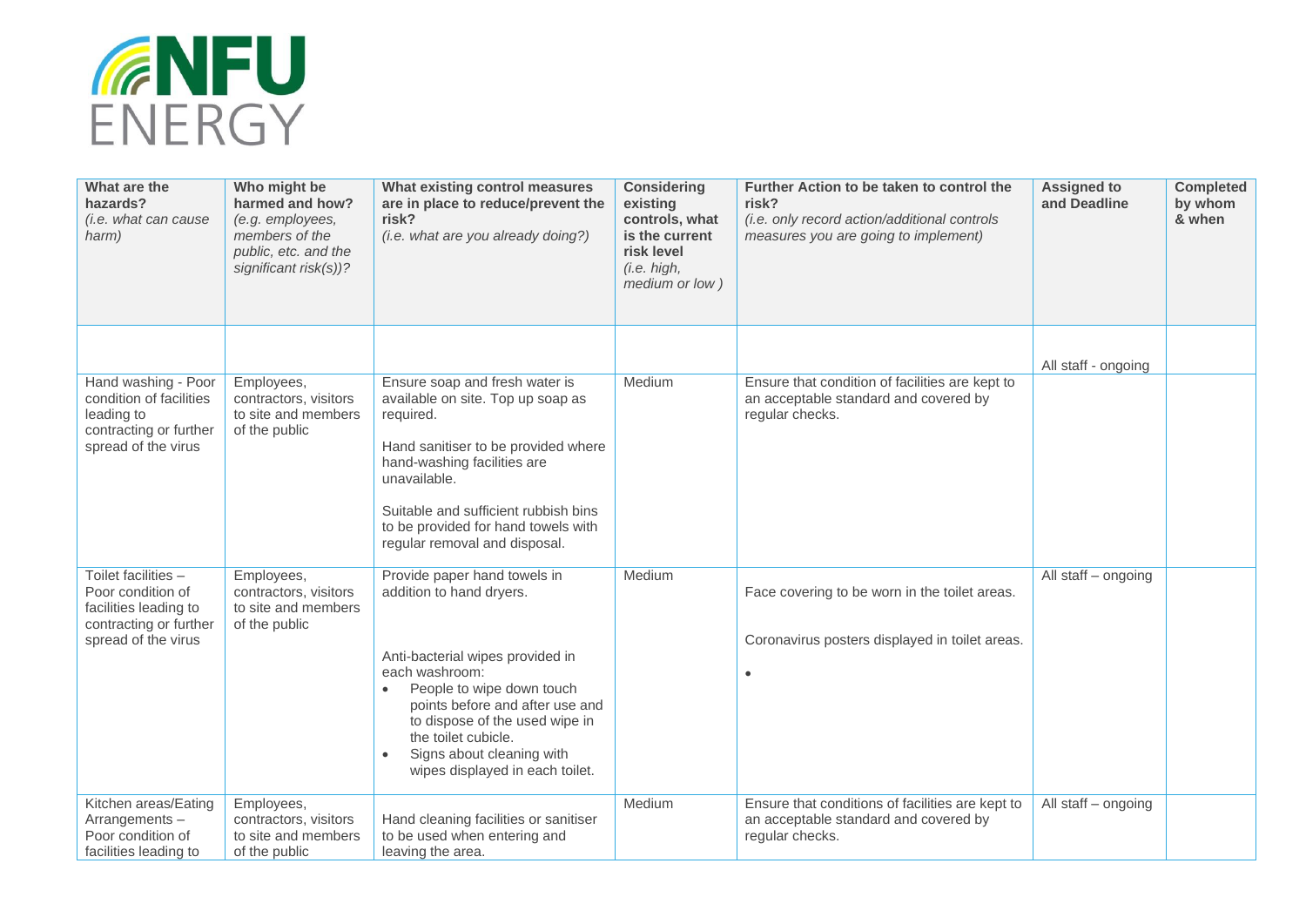# NFU ENERGY

| What are the hazards? *(i.e. what can cause harm)* | Who might be harmed and how? *(e.g. employees, members of the public, etc. and the significant risk(s))?* | What existing control measures are in place to reduce/prevent the risk? *(i.e. what are you already doing?)* | Considering existing controls, what is the current risk level *(i.e. high, medium or low )* | Further Action to be taken to control the risk? *(i.e. only record action/additional controls measures you are going to implement)* | Assigned to and Deadline | Completed by whom & when |
|---|---|---|---|---|---|---|
| | | | | | All staff - ongoing | |
| Hand washing - Poor condition of facilities leading to contracting or further spread of the virus | Employees, contractors, visitors to site and members of the public | Ensure soap and fresh water is available on site. Top up soap as required.<br><br>Hand sanitiser to be provided where hand-washing facilities are unavailable.<br><br>Suitable and sufficient rubbish bins to be provided for hand towels with regular removal and disposal. | Medium | Ensure that condition of facilities are kept to an acceptable standard and covered by regular checks. | | |
| Toilet facilities – Poor condition of facilities leading to contracting or further spread of the virus | Employees, contractors, visitors to site and members of the public | Provide paper hand towels in addition to hand dryers.<br><br>Anti-bacterial wipes provided in each washroom:<br>• People to wipe down touch points before and after use and to dispose of the used wipe in the toilet cubicle.<br>• Signs about cleaning with wipes displayed in each toilet. | Medium | Face covering to be worn in the toilet areas.<br><br>Coronavirus posters displayed in toilet areas.<br><br>• | All staff – ongoing | |
| Kitchen areas/Eating Arrangements – Poor condition of facilities leading to | Employees, contractors, visitors to site and members of the public | Hand cleaning facilities or sanitiser to be used when entering and leaving the area. | Medium | Ensure that conditions of facilities are kept to an acceptable standard and covered by regular checks. | All staff – ongoing | |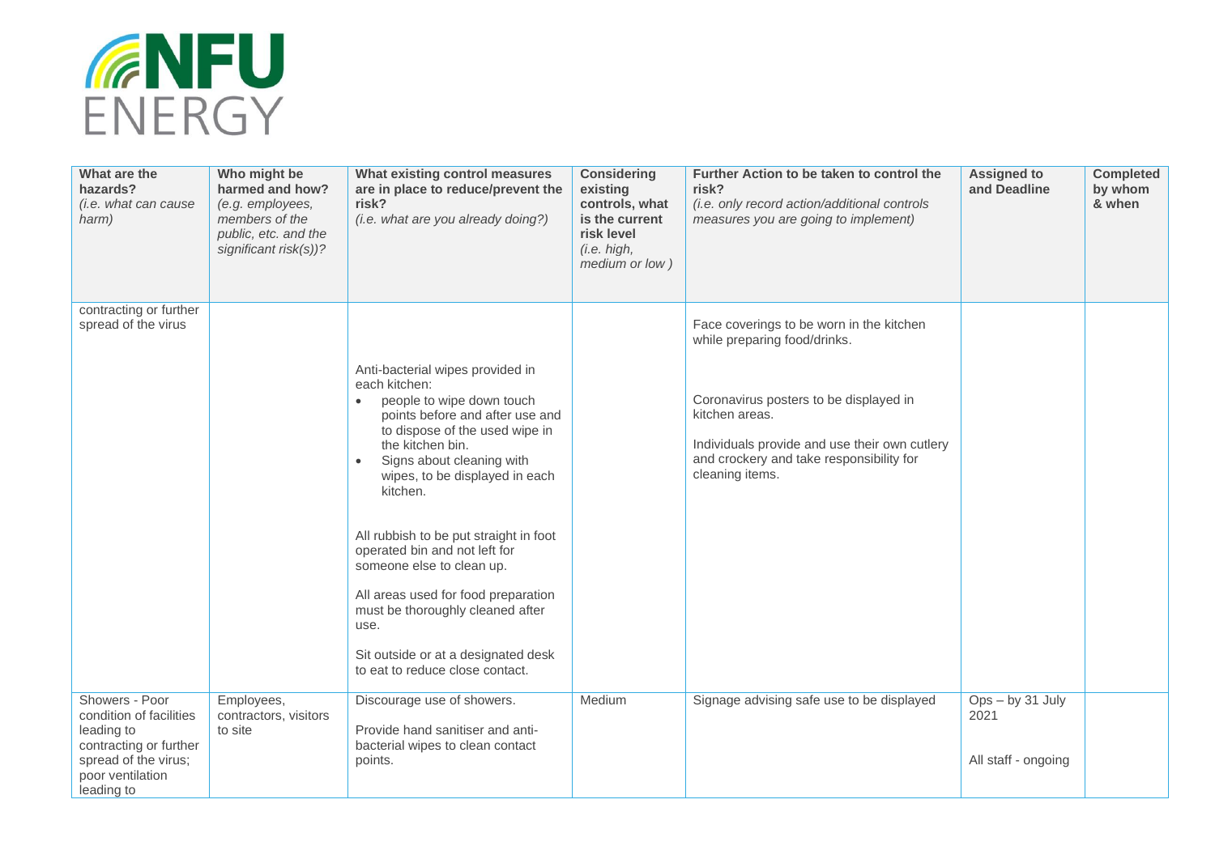| What are the hazards? *(i.e. what can cause harm)* | Who might be harmed and how? *(e.g. employees, members of the public, etc. and the significant risk(s))?* | What existing control measures are in place to reduce/prevent the risk? *(i.e. what are you already doing?)* | Considering existing controls, what is the current risk level *(i.e. high, medium or low )* | Further Action to be taken to control the risk? *(i.e. only record action/additional controls measures you are going to implement)* | Assigned to and Deadline | Completed by whom & when |
|---|---|---|---|---|---|---|
| contracting or further spread of the virus | | Anti-bacterial wipes provided in each kitchen:<br>• people to wipe down touch points before and after use and to dispose of the used wipe in the kitchen bin.<br>• Signs about cleaning with wipes, to be displayed in each kitchen.<br><br>All rubbish to be put straight in foot operated bin and not left for someone else to clean up.<br><br>All areas used for food preparation must be thoroughly cleaned after use.<br><br>Sit outside or at a designated desk to eat to reduce close contact. | | Face coverings to be worn in the kitchen while preparing food/drinks.<br><br>Coronavirus posters to be displayed in kitchen areas.<br><br>Individuals provide and use their own cutlery and crockery and take responsibility for cleaning items. | | |
| Showers - Poor condition of facilities leading to contracting or further spread of the virus; poor ventilation leading to | Employees, contractors, visitors to site | Discourage use of showers.<br><br>Provide hand sanitiser and anti-bacterial wipes to clean contact points. | Medium | Signage advising safe use to be displayed | Ops – by 31 July 2021<br><br>All staff - ongoing | |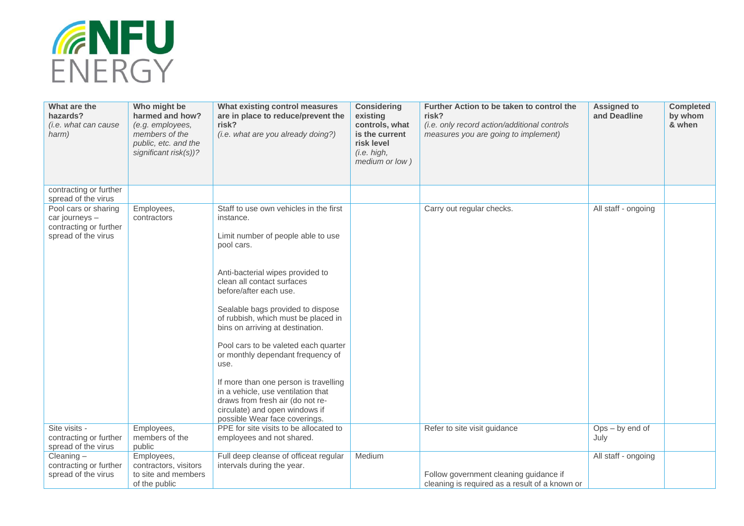| What are the hazards? *(i.e. what can cause harm)* | Who might be harmed and how? *(e.g. employees, members of the public, etc. and the significant risk(s))?* | What existing control measures are in place to reduce/prevent the risk? *(i.e. what are you already doing?)* | Considering existing controls, what is the current risk level *(i.e. high, medium or low )* | Further Action to be taken to control the risk? *(i.e. only record action/additional controls measures you are going to implement)* | Assigned to and Deadline | Completed by whom & when |
|---|---|---|---|---|---|---|
| contracting or further spread of the virus | | | | | | |
| Pool cars or sharing car journeys – contracting or further spread of the virus | Employees, contractors | Staff to use own vehicles in the first instance.<br><br>Limit number of people able to use pool cars.<br><br>Anti-bacterial wipes provided to clean all contact surfaces before/after each use.<br><br>Sealable bags provided to dispose of rubbish, which must be placed in bins on arriving at destination.<br><br>Pool cars to be valeted each quarter or monthly dependant frequency of use.<br><br>If more than one person is travelling in a vehicle, use ventilation that draws from fresh air (do not re-circulate) and open windows if possible Wear face coverings. | | Carry out regular checks. | All staff - ongoing | |
| Site visits - contracting or further spread of the virus | Employees, members of the public | PPE for site visits to be allocated to employees and not shared. | | Refer to site visit guidance | Ops – by end of July | |
| Cleaning – contracting or further spread of the virus | Employees, contractors, visitors to site and members of the public | Full deep cleanse of officeat regular intervals during the year. | Medium | Follow government cleaning guidance if cleaning is required as a result of a known or | All staff - ongoing | |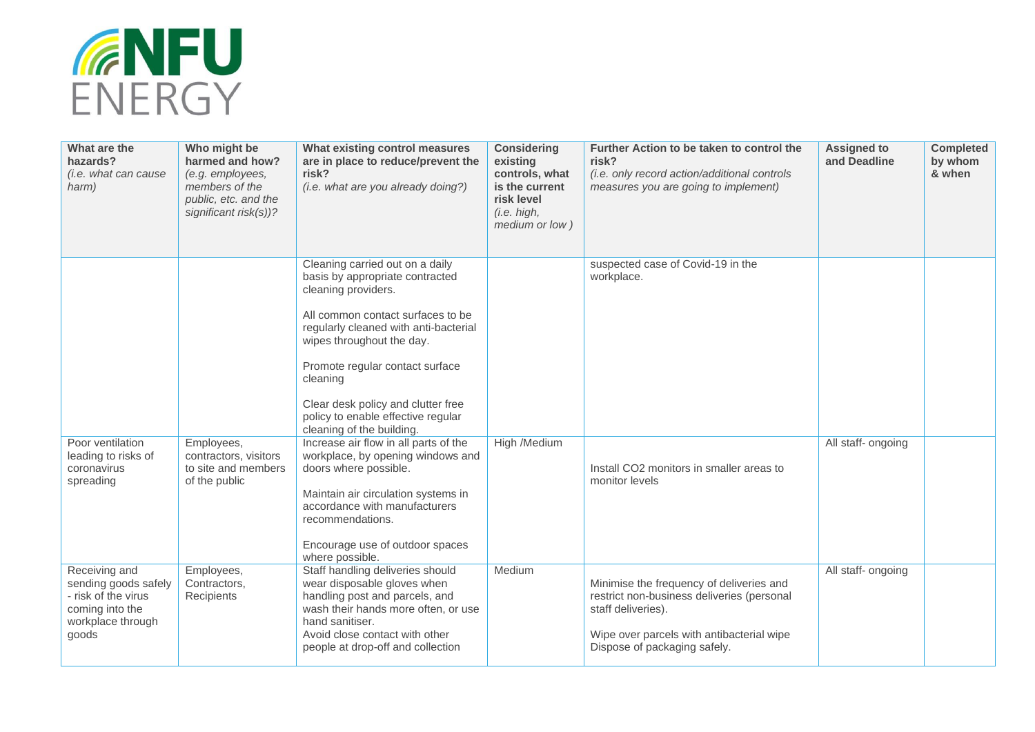# NFU ENERGY

| What are the hazards? *(i.e. what can cause harm)* | Who might be harmed and how? *(e.g. employees, members of the public, etc. and the significant risk(s))?* | What existing control measures are in place to reduce/prevent the risk? *(i.e. what are you already doing?)* | Considering existing controls, what is the current risk level *(i.e. high, medium or low )* | Further Action to be taken to control the risk? *(i.e. only record action/additional controls measures you are going to implement)* | Assigned to and Deadline | Completed by whom & when |
|---|---|---|---|---|---|---|
| | | Cleaning carried out on a daily basis by appropriate contracted cleaning providers.<br><br>All common contact surfaces to be regularly cleaned with anti-bacterial wipes throughout the day.<br><br>Promote regular contact surface cleaning<br><br>Clear desk policy and clutter free policy to enable effective regular cleaning of the building. | | suspected case of Covid-19 in the workplace. | | |
| Poor ventilation leading to risks of coronavirus spreading | Employees, contractors, visitors to site and members of the public | Increase air flow in all parts of the workplace, by opening windows and doors where possible.<br><br>Maintain air circulation systems in accordance with manufacturers recommendations.<br><br>Encourage use of outdoor spaces where possible. | High /Medium | Install CO2 monitors in smaller areas to monitor levels | All staff- ongoing | |
| Receiving and sending goods safely - risk of the virus coming into the workplace through goods | Employees, Contractors, Recipients | Staff handling deliveries should wear disposable gloves when handling post and parcels, and wash their hands more often, or use hand sanitiser.<br>Avoid close contact with other people at drop-off and collection | Medium | Minimise the frequency of deliveries and restrict non-business deliveries (personal staff deliveries).<br><br>Wipe over parcels with antibacterial wipe Dispose of packaging safely. | All staff- ongoing | |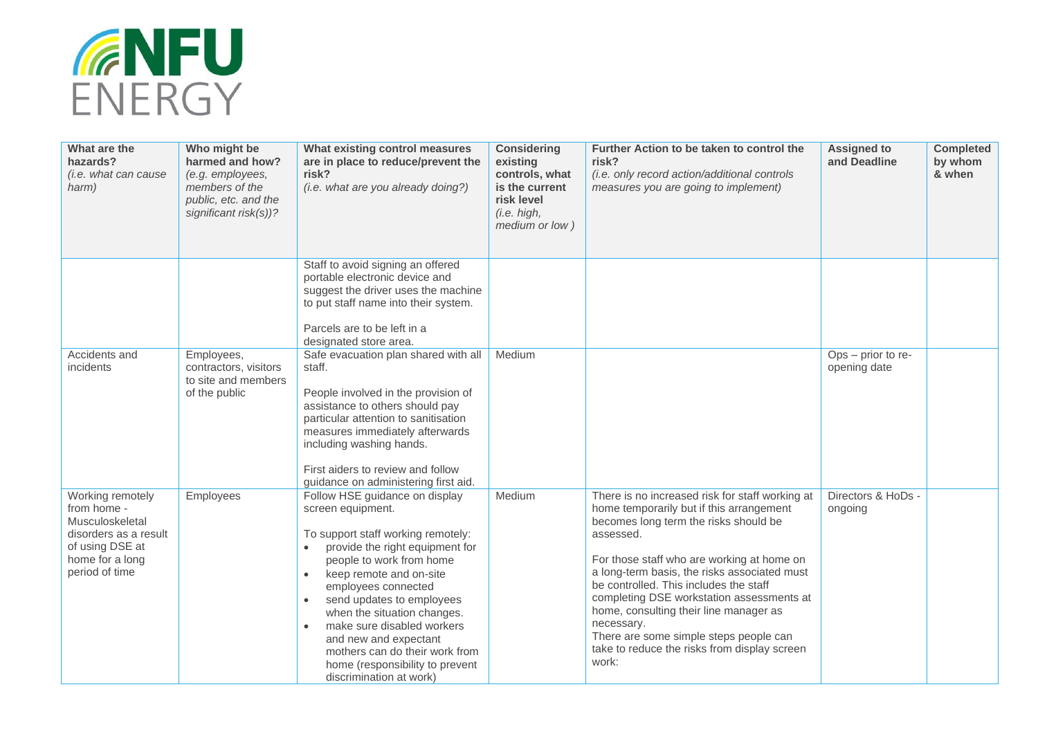| What are the hazards? *(i.e. what can cause harm)* | Who might be harmed and how? *(e.g. employees, members of the public, etc. and the significant risk(s))?* | What existing control measures are in place to reduce/prevent the risk? *(i.e. what are you already doing?)* | Considering existing controls, what is the current risk level *(i.e. high, medium or low )* | Further Action to be taken to control the risk? *(i.e. only record action/additional controls measures you are going to implement)* | Assigned to and Deadline | Completed by whom & when |
|---|---|---|---|---|---|---|
| | | Staff to avoid signing an offered portable electronic device and suggest the driver uses the machine to put staff name into their system.<br><br>Parcels are to be left in a designated store area. | | | | |
| Accidents and incidents | Employees, contractors, visitors to site and members of the public | Safe evacuation plan shared with all staff.<br><br>People involved in the provision of assistance to others should pay particular attention to sanitisation measures immediately afterwards including washing hands.<br><br>First aiders to review and follow guidance on administering first aid. | Medium | | Ops – prior to re-opening date | |
| Working remotely from home - Musculoskeletal disorders as a result of using DSE at home for a long period of time | Employees | Follow HSE guidance on display screen equipment.<br><br>To support staff working remotely:<br>• provide the right equipment for people to work from home<br>• keep remote and on-site employees connected<br>• send updates to employees when the situation changes.<br>• make sure disabled workers and new and expectant mothers can do their work from home (responsibility to prevent discrimination at work) | Medium | There is no increased risk for staff working at home temporarily but if this arrangement becomes long term the risks should be assessed.<br><br>For those staff who are working at home on a long-term basis, the risks associated must be controlled. This includes the staff completing DSE workstation assessments at home, consulting their line manager as necessary.<br>There are some simple steps people can take to reduce the risks from display screen work: | Directors & HoDs - ongoing | |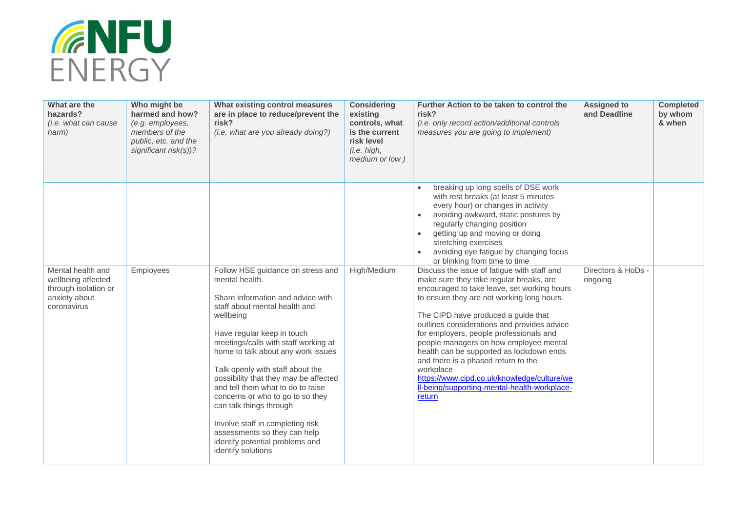| What are the hazards? *(i.e. what can cause harm)* | Who might be harmed and how? *(e.g. employees, members of the public, etc. and the significant risk(s))?* | What existing control measures are in place to reduce/prevent the risk? *(i.e. what are you already doing?)* | Considering existing controls, what is the current risk level *(i.e. high, medium or low )* | Further Action to be taken to control the risk? *(i.e. only record action/additional controls measures you are going to implement)* | Assigned to and Deadline | Completed by whom & when |
|---|---|---|---|---|---|---|
| | | | | • breaking up long spells of DSE work with rest breaks (at least 5 minutes every hour) or changes in activity<br>• avoiding awkward, static postures by regularly changing position<br>• getting up and moving or doing stretching exercises<br>• avoiding eye fatigue by changing focus or blinking from time to time | | |
| Mental health and wellbeing affected through isolation or anxiety about coronavirus | Employees | Follow HSE guidance on stress and mental health.<br><br>Share information and advice with staff about mental health and wellbeing<br><br>Have regular keep in touch meetings/calls with staff working at home to talk about any work issues<br><br>Talk openly with staff about the possibility that they may be affected and tell them what to do to raise concerns or who to go to so they can talk things through<br><br>Involve staff in completing risk assessments so they can help identify potential problems and identify solutions | High/Medium | Discuss the issue of fatigue with staff and make sure they take regular breaks, are encouraged to take leave, set working hours to ensure they are not working long hours.<br><br>The CIPD have produced a guide that outlines considerations and provides advice for employers, people professionals and people managers on how employee mental health can be supported as lockdown ends and there is a phased return to the workplace<br>https://www.cipd.co.uk/knowledge/culture/well-being/supporting-mental-health-workplace-return | Directors & HoDs - ongoing | |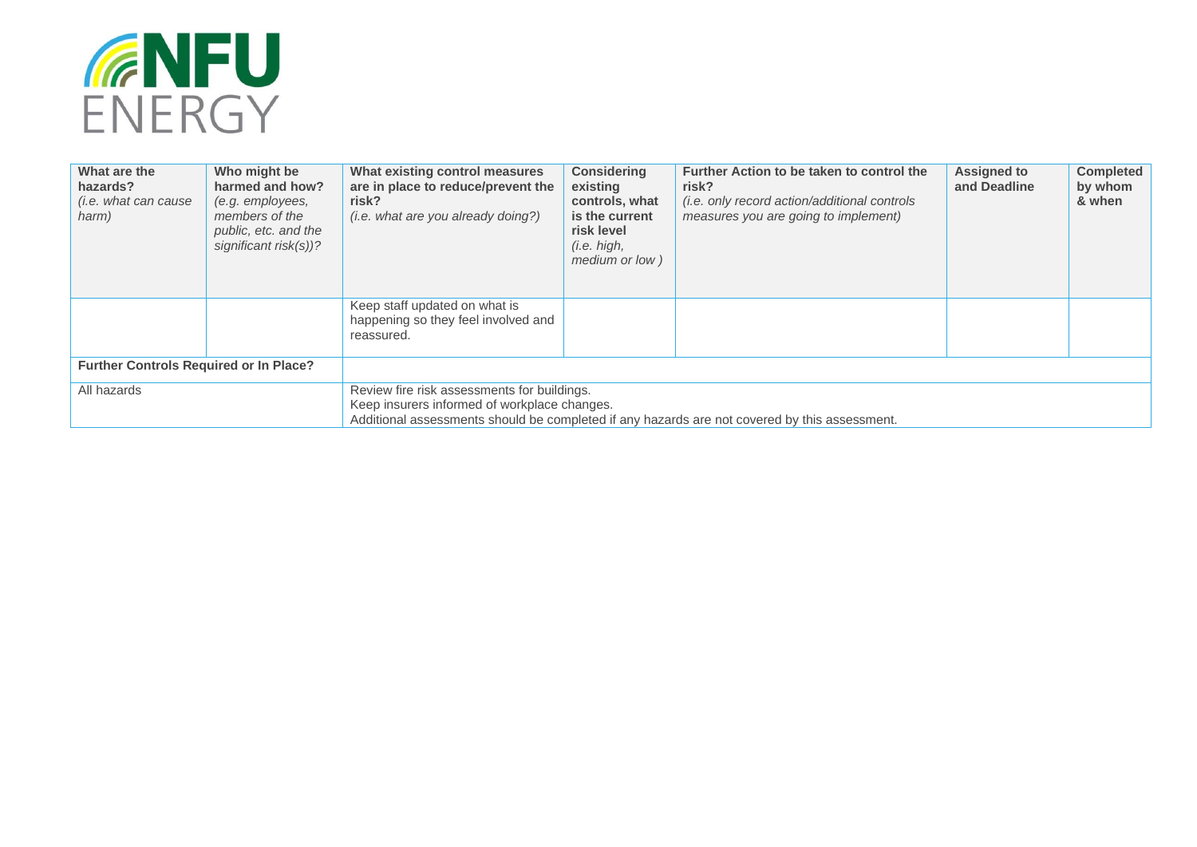| **What are the hazards?** *(i.e. what can cause harm)* | **Who might be harmed and how?** *(e.g. employees, members of the public, etc. and the significant risk(s))?* | **What existing control measures are in place to reduce/prevent the risk?** *(i.e. what are you already doing?)* | **Considering existing controls, what is the current risk level** *(i.e. high, medium or low )* | **Further Action to be taken to control the risk?** *(i.e. only record action/additional controls measures you are going to implement)* | **Assigned to and Deadline** | **Completed by whom & when** |
|---|---|---|---|---|---|---|
| | | Keep staff updated on what is happening so they feel involved and reassured. | | | | |
| **Further Controls Required or In Place?** | | | | | | |
| All hazards | | Review fire risk assessments for buildings.<br>Keep insurers informed of workplace changes.<br>Additional assessments should be completed if any hazards are not covered by this assessment. | | | | |